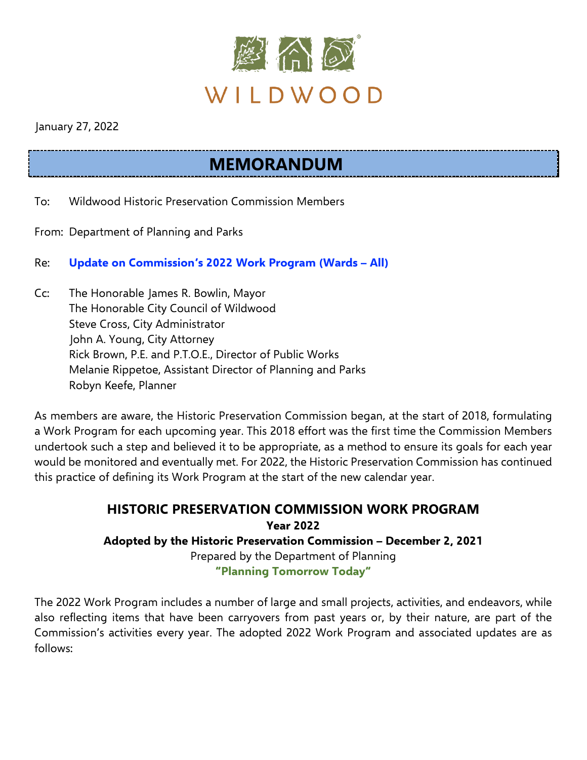WILDWOOD

January 27, 2022

# MEMORANDUM

To: Wildwood Historic Preservation Commission Members

From: Department of Planning and Parks

Re: **Update on Commission's 2022 Work Program (Wards – All)**

Cc: The Honorable James R. Bowlin, Mayor
The Honorable City Council of Wildwood
Steve Cross, City Administrator
John A. Young, City Attorney
Rick Brown, P.E. and P.T.O.E., Director of Public Works
Melanie Rippetoe, Assistant Director of Planning and Parks
Robyn Keefe, Planner

As members are aware, the Historic Preservation Commission began, at the start of 2018, formulating a Work Program for each upcoming year. This 2018 effort was the first time the Commission Members undertook such a step and believed it to be appropriate, as a method to ensure its goals for each year would be monitored and eventually met. For 2022, the Historic Preservation Commission has continued this practice of defining its Work Program at the start of the new calendar year.

## HISTORIC PRESERVATION COMMISSION WORK PROGRAM

**Year 2022**

**Adopted by the Historic Preservation Commission – December 2, 2021**

Prepared by the Department of Planning

**"Planning Tomorrow Today"**

The 2022 Work Program includes a number of large and small projects, activities, and endeavors, while also reflecting items that have been carryovers from past years or, by their nature, are part of the Commission's activities every year. The adopted 2022 Work Program and associated updates are as follows: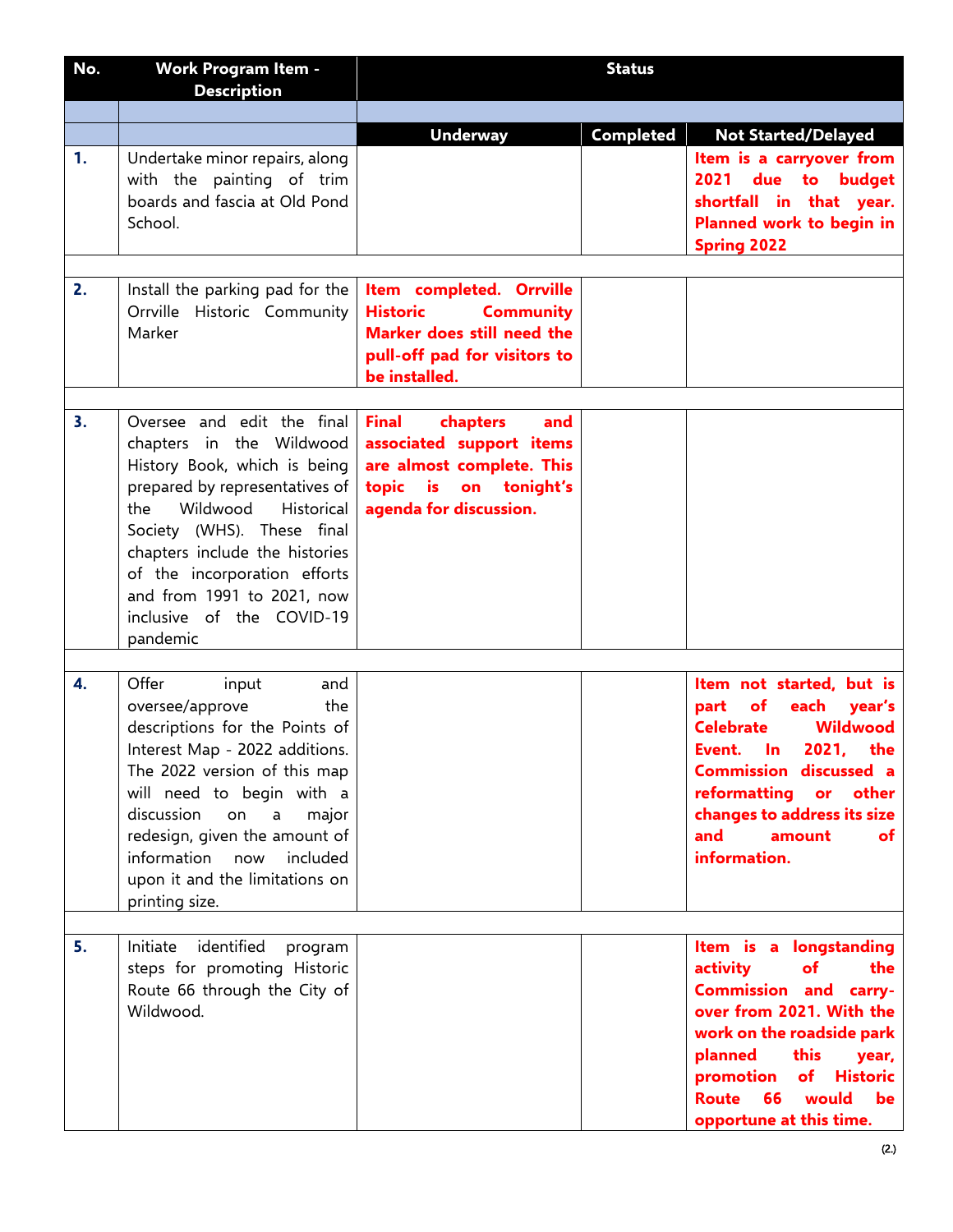| No. | Work Program Item - Description | Status | | |
|---|---|---|---|---|
| | | **Underway** | **Completed** | **Not Started/Delayed** |
| **1.** | Undertake minor repairs, along with the painting of trim boards and fascia at Old Pond School. | | | **Item is a carryover from 2021 due to budget shortfall in that year. Planned work to begin in Spring 2022** |
| **2.** | Install the parking pad for the Orrville Historic Community Marker | **Item completed. Orrville Historic Community Marker does still need the pull-off pad for visitors to be installed.** | | |
| **3.** | Oversee and edit the final chapters in the Wildwood History Book, which is being prepared by representatives of the Wildwood Historical Society (WHS). These final chapters include the histories of the incorporation efforts and from 1991 to 2021, now inclusive of the COVID-19 pandemic | **Final chapters and associated support items are almost complete. This topic is on tonight's agenda for discussion.** | | |
| **4.** | Offer input and oversee/approve the descriptions for the Points of Interest Map - 2022 additions. The 2022 version of this map will need to begin with a discussion on a major redesign, given the amount of information now included upon it and the limitations on printing size. | | | **Item not started, but is part of each year's Celebrate Wildwood Event. In 2021, the Commission discussed a reformatting or other changes to address its size and amount of information.** |
| **5.** | Initiate identified program steps for promoting Historic Route 66 through the City of Wildwood. | | | **Item is a longstanding activity of the Commission and carry-over from 2021. With the work on the roadside park planned this year, promotion of Historic Route 66 would be opportune at this time.** |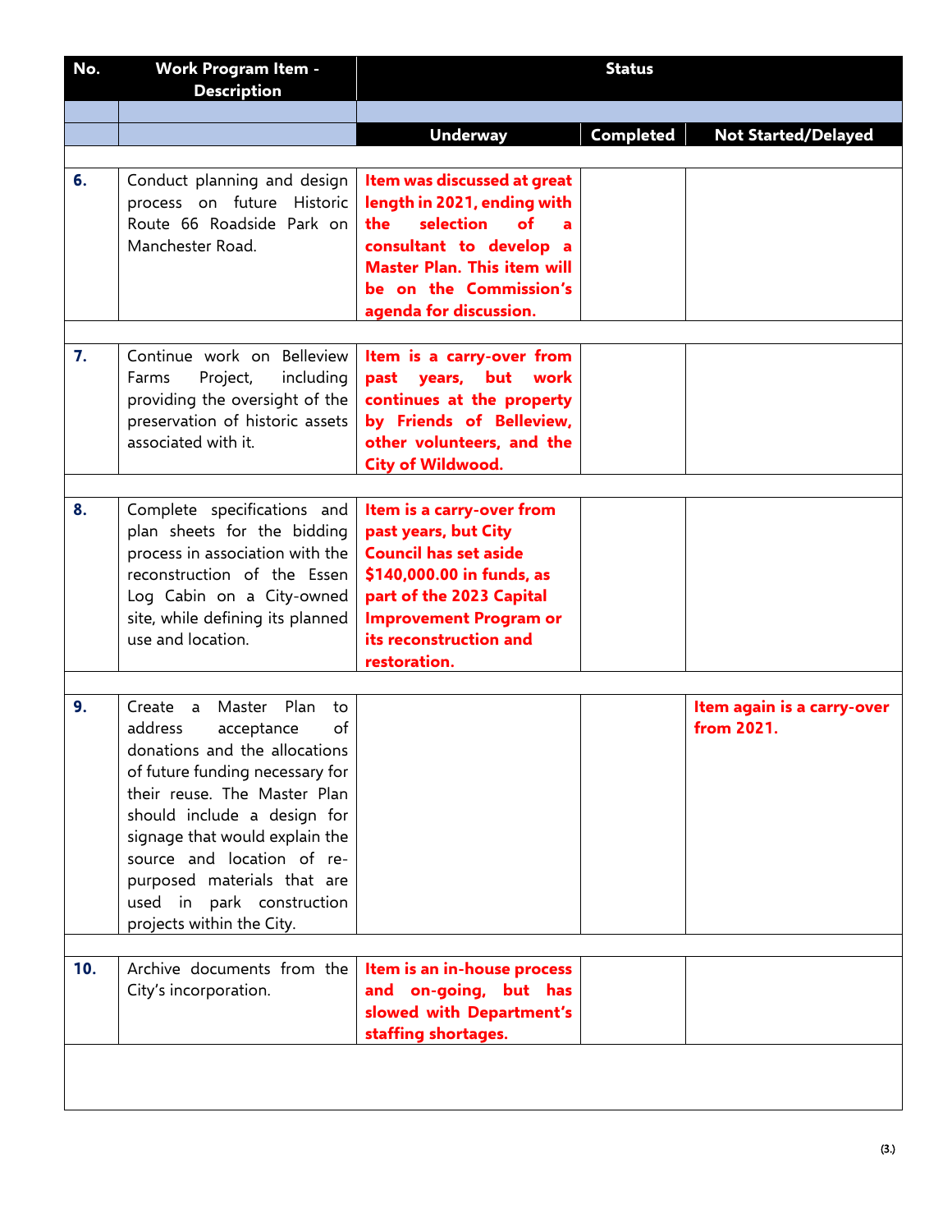| No. | Work Program Item - Description | Status | | |
|---|---|---|---|---|
| | | Underway | Completed | Not Started/Delayed |
| 6. | Conduct planning and design process on future Historic Route 66 Roadside Park on Manchester Road. | **Item was discussed at great length in 2021, ending with the selection of a consultant to develop a Master Plan. This item will be on the Commission's agenda for discussion.** | | |
| 7. | Continue work on Belleview Farms Project, including providing the oversight of the preservation of historic assets associated with it. | **Item is a carry-over from past years, but work continues at the property by Friends of Belleview, other volunteers, and the City of Wildwood.** | | |
| 8. | Complete specifications and plan sheets for the bidding process in association with the reconstruction of the Essen Log Cabin on a City-owned site, while defining its planned use and location. | **Item is a carry-over from past years, but City Council has set aside $140,000.00 in funds, as part of the 2023 Capital Improvement Program or its reconstruction and restoration.** | | |
| 9. | Create a Master Plan to address acceptance of donations and the allocations of future funding necessary for their reuse. The Master Plan should include a design for signage that would explain the source and location of re-purposed materials that are used in park construction projects within the City. | | | **Item again is a carry-over from 2021.** |
| 10. | Archive documents from the City's incorporation. | **Item is an in-house process and on-going, but has slowed with Department's staffing shortages.** | | |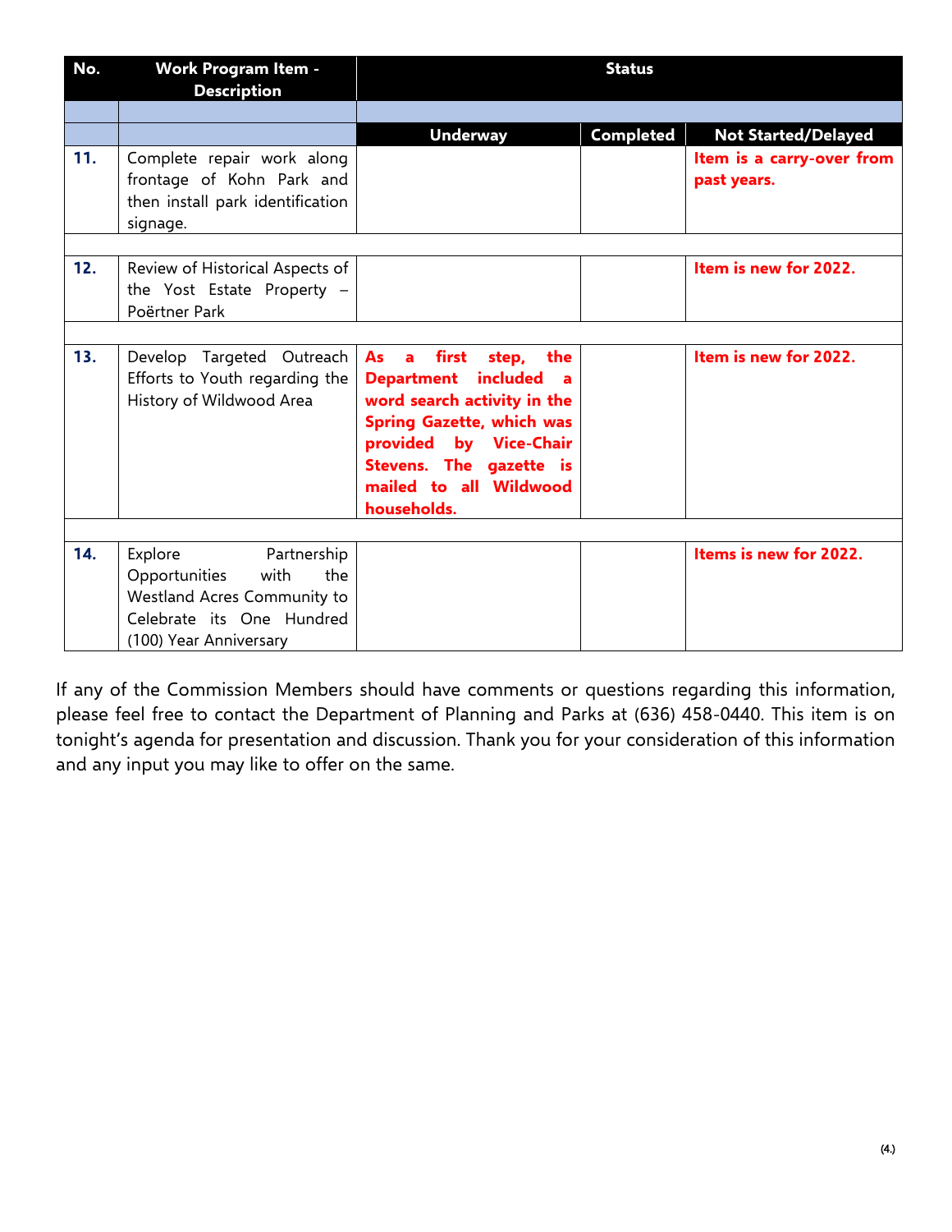| No. | Work Program Item - Description | Status | | |
|---|---|---|---|---|
| | | | | |
| | | Underway | Completed | Not Started/Delayed |
| **11.** | Complete repair work along frontage of Kohn Park and then install park identification signage. | | | **Item is a carry-over from past years.** |
| **12.** | Review of Historical Aspects of the Yost Estate Property – Poërtner Park | | | **Item is new for 2022.** |
| **13.** | Develop Targeted Outreach Efforts to Youth regarding the History of Wildwood Area | **As a first step, the Department included a word search activity in the Spring Gazette, which was provided by Vice-Chair Stevens. The gazette is mailed to all Wildwood households.** | | **Item is new for 2022.** |
| **14.** | Explore Partnership Opportunities with the Westland Acres Community to Celebrate its One Hundred (100) Year Anniversary | | | **Items is new for 2022.** |

If any of the Commission Members should have comments or questions regarding this information, please feel free to contact the Department of Planning and Parks at (636) 458-0440. This item is on tonight's agenda for presentation and discussion. Thank you for your consideration of this information and any input you may like to offer on the same.